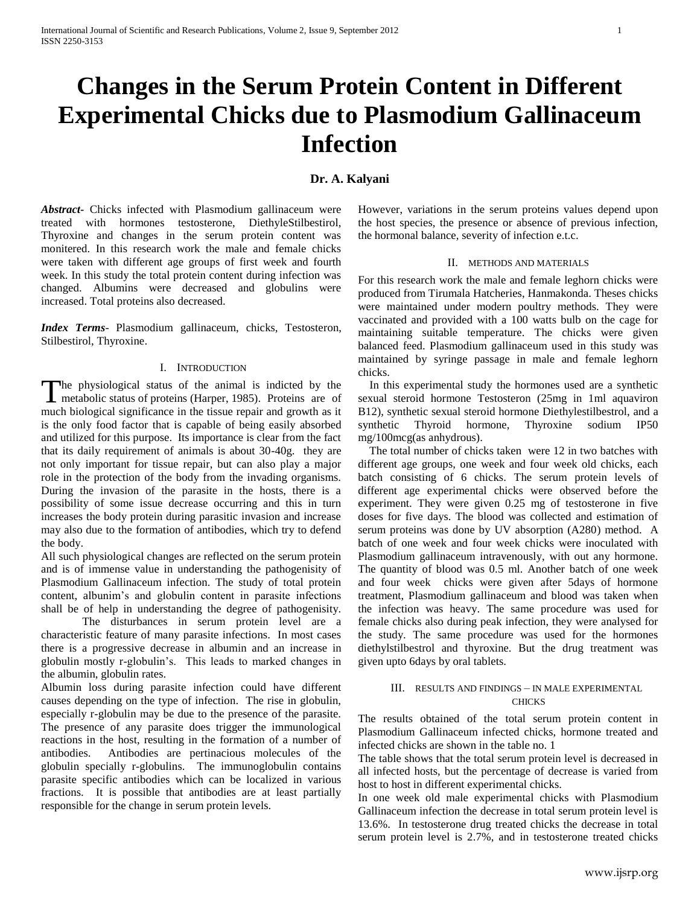# Changes in the Serum Protein Content in Different Experimental Chicks due to Plasmodium Gallinaceum Infection

**Dr. A. Kalyani**

***Abstract-*** Chicks infected with Plasmodium gallinaceum were treated with hormones testosterone, DiethyleStilbestirol, Thyroxine and changes in the serum protein content was monitered. In this research work the male and female chicks were taken with different age groups of first week and fourth week. In this study the total protein content during infection was changed. Albumins were decreased and globulins were increased. Total proteins also decreased.

***Index Terms-*** Plasmodium gallinaceum, chicks, Testosteron, Stilbestirol, Thyroxine.

## I. Introduction

The physiological status of the animal is indicted by the metabolic status of proteins (Harper, 1985). Proteins are of much biological significance in the tissue repair and growth as it is the only food factor that is capable of being easily absorbed and utilized for this purpose. Its importance is clear from the fact that its daily requirement of animals is about 30-40g. they are not only important for tissue repair, but can also play a major role in the protection of the body from the invading organisms. During the invasion of the parasite in the hosts, there is a possibility of some issue decrease occurring and this in turn increases the body protein during parasitic invasion and increase may also due to the formation of antibodies, which try to defend the body.

All such physiological changes are reflected on the serum protein and is of immense value in understanding the pathogenisity of Plasmodium Gallinaceum infection. The study of total protein content, albunim's and globulin content in parasite infections shall be of help in understanding the degree of pathogenisity.

The disturbances in serum protein level are a characteristic feature of many parasite infections. In most cases there is a progressive decrease in albumin and an increase in globulin mostly r-globulin's. This leads to marked changes in the albumin, globulin rates.

Albumin loss during parasite infection could have different causes depending on the type of infection. The rise in globulin, especially r-globulin may be due to the presence of the parasite. The presence of any parasite does trigger the immunological reactions in the host, resulting in the formation of a number of antibodies. Antibodies are pertinacious molecules of the globulin specially r-globulins. The immunoglobulin contains parasite specific antibodies which can be localized in various fractions. It is possible that antibodies are at least partially responsible for the change in serum protein levels.

However, variations in the serum proteins values depend upon the host species, the presence or absence of previous infection, the hormonal balance, severity of infection e.t.c.

## II. Methods and Materials

For this research work the male and female leghorn chicks were produced from Tirumala Hatcheries, Hanmakonda. Theses chicks were maintained under modern poultry methods. They were vaccinated and provided with a 100 watts bulb on the cage for maintaining suitable temperature. The chicks were given balanced feed. Plasmodium gallinaceum used in this study was maintained by syringe passage in male and female leghorn chicks.

In this experimental study the hormones used are a synthetic sexual steroid hormone Testosteron (25mg in 1ml aquaviron B12), synthetic sexual steroid hormone Diethylestilbestrol, and a synthetic Thyroid hormone, Thyroxine sodium IP50 mg/100mcg(as anhydrous).

The total number of chicks taken were 12 in two batches with different age groups, one week and four week old chicks, each batch consisting of 6 chicks. The serum protein levels of different age experimental chicks were observed before the experiment. They were given 0.25 mg of testosterone in five doses for five days. The blood was collected and estimation of serum proteins was done by UV absorption (A280) method. A batch of one week and four week chicks were inoculated with Plasmodium gallinaceum intravenously, with out any hormone. The quantity of blood was 0.5 ml. Another batch of one week and four week chicks were given after 5days of hormone treatment, Plasmodium gallinaceum and blood was taken when the infection was heavy. The same procedure was used for female chicks also during peak infection, they were analysed for the study. The same procedure was used for the hormones diethylstilbestrol and thyroxine. But the drug treatment was given upto 6days by oral tablets.

## III. Results and Findings – In Male Experimental Chicks

The results obtained of the total serum protein content in Plasmodium Gallinaceum infected chicks, hormone treated and infected chicks are shown in the table no. 1

The table shows that the total serum protein level is decreased in all infected hosts, but the percentage of decrease is varied from host to host in different experimental chicks.

In one week old male experimental chicks with Plasmodium Gallinaceum infection the decrease in total serum protein level is 13.6%. In testosterone drug treated chicks the decrease in total serum protein level is 2.7%, and in testosterone treated chicks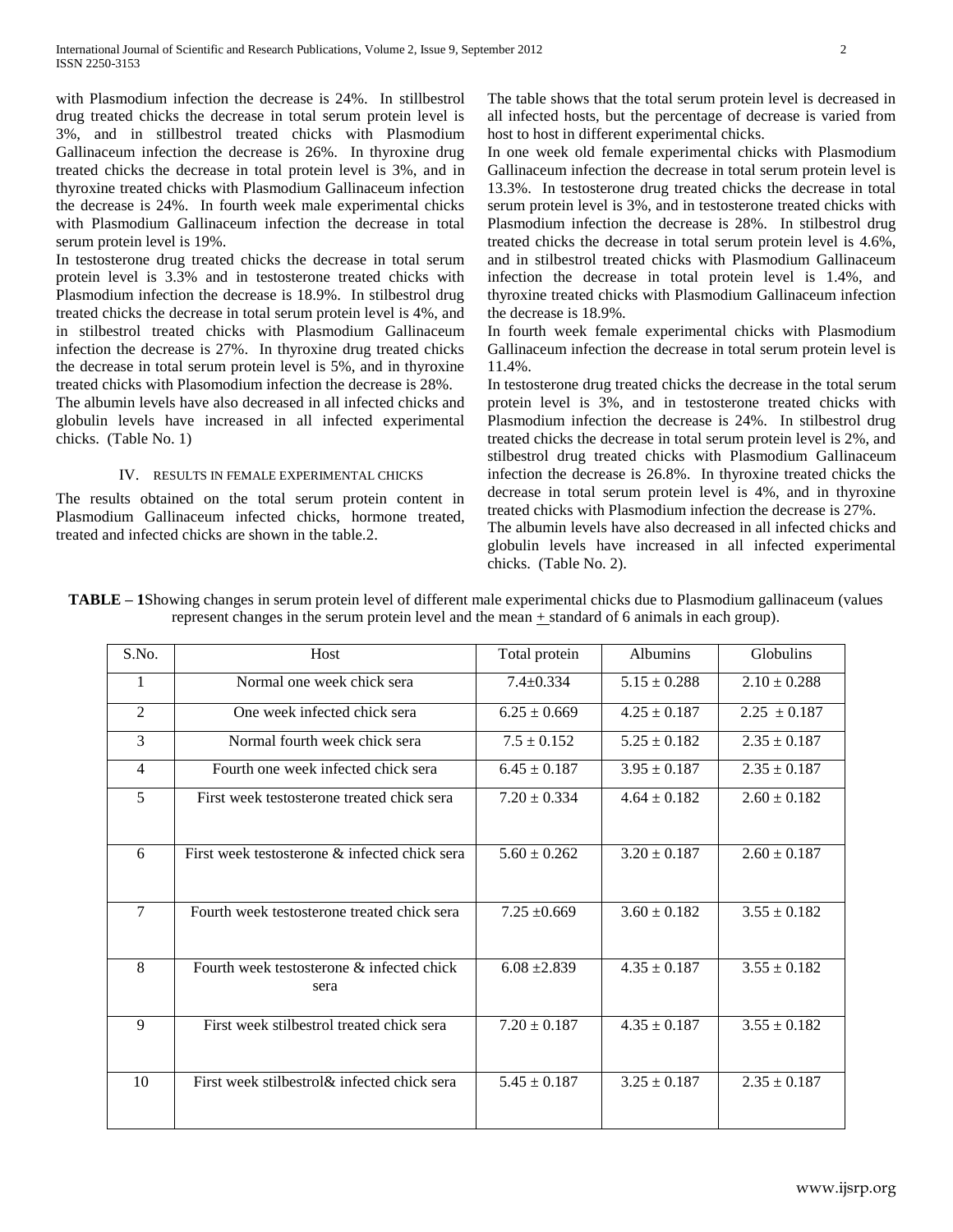with Plasmodium infection the decrease is 24%. In stillbestrol drug treated chicks the decrease in total serum protein level is 3%, and in stillbestrol treated chicks with Plasmodium Gallinaceum infection the decrease is 26%. In thyroxine drug treated chicks the decrease in total protein level is 3%, and in thyroxine treated chicks with Plasmodium Gallinaceum infection the decrease is 24%. In fourth week male experimental chicks with Plasmodium Gallinaceum infection the decrease in total serum protein level is 19%.

In testosterone drug treated chicks the decrease in total serum protein level is 3.3% and in testosterone treated chicks with Plasmodium infection the decrease is 18.9%. In stilbestrol drug treated chicks the decrease in total serum protein level is 4%, and in stilbestrol treated chicks with Plasmodium Gallinaceum infection the decrease is 27%. In thyroxine drug treated chicks the decrease in total serum protein level is 5%, and in thyroxine treated chicks with Plasomodium infection the decrease is 28%.

The albumin levels have also decreased in all infected chicks and globulin levels have increased in all infected experimental chicks. (Table No. 1)

## IV. RESULTS IN FEMALE EXPERIMENTAL CHICKS

The results obtained on the total serum protein content in Plasmodium Gallinaceum infected chicks, hormone treated, treated and infected chicks are shown in the table.2.

The table shows that the total serum protein level is decreased in all infected hosts, but the percentage of decrease is varied from host to host in different experimental chicks.

In one week old female experimental chicks with Plasmodium Gallinaceum infection the decrease in total serum protein level is 13.3%. In testosterone drug treated chicks the decrease in total serum protein level is 3%, and in testosterone treated chicks with Plasmodium infection the decrease is 28%. In stilbestrol drug treated chicks the decrease in total serum protein level is 4.6%, and in stilbestrol treated chicks with Plasmodium Gallinaceum infection the decrease in total protein level is 1.4%, and thyroxine treated chicks with Plasmodium Gallinaceum infection the decrease is 18.9%.

In fourth week female experimental chicks with Plasmodium Gallinaceum infection the decrease in total serum protein level is 11.4%.

In testosterone drug treated chicks the decrease in the total serum protein level is 3%, and in testosterone treated chicks with Plasmodium infection the decrease is 24%. In stilbestrol drug treated chicks the decrease in total serum protein level is 2%, and stilbestrol drug treated chicks with Plasmodium Gallinaceum infection the decrease is 26.8%. In thyroxine treated chicks the decrease in total serum protein level is 4%, and in thyroxine treated chicks with Plasmodium infection the decrease is 27%.

The albumin levels have also decreased in all infected chicks and globulin levels have increased in all infected experimental chicks. (Table No. 2).

**TABLE – 1**Showing changes in serum protein level of different male experimental chicks due to Plasmodium gallinaceum (values represent changes in the serum protein level and the mean ± standard of 6 animals in each group).

| S.No. | Host | Total protein | Albumins | Globulins |
|---|---|---|---|---|
| 1 | Normal one week chick sera | 7.4±0.334 | 5.15 ± 0.288 | 2.10 ± 0.288 |
| 2 | One week infected chick sera | 6.25 ± 0.669 | 4.25 ± 0.187 | 2.25 ± 0.187 |
| 3 | Normal fourth week chick sera | 7.5 ± 0.152 | 5.25 ± 0.182 | 2.35 ± 0.187 |
| 4 | Fourth one week infected chick sera | 6.45 ± 0.187 | 3.95 ± 0.187 | 2.35 ± 0.187 |
| 5 | First week testosterone treated chick sera | 7.20 ± 0.334 | 4.64 ± 0.182 | 2.60 ± 0.182 |
| 6 | First week testosterone & infected chick sera | 5.60 ± 0.262 | 3.20 ± 0.187 | 2.60 ± 0.187 |
| 7 | Fourth week testosterone treated chick sera | 7.25 ±0.669 | 3.60 ± 0.182 | 3.55 ± 0.182 |
| 8 | Fourth week testosterone & infected chick sera | 6.08 ±2.839 | 4.35 ± 0.187 | 3.55 ± 0.182 |
| 9 | First week stilbestrol treated chick sera | 7.20 ± 0.187 | 4.35 ± 0.187 | 3.55 ± 0.182 |
| 10 | First week stilbestrol& infected chick sera | 5.45 ± 0.187 | 3.25 ± 0.187 | 2.35 ± 0.187 |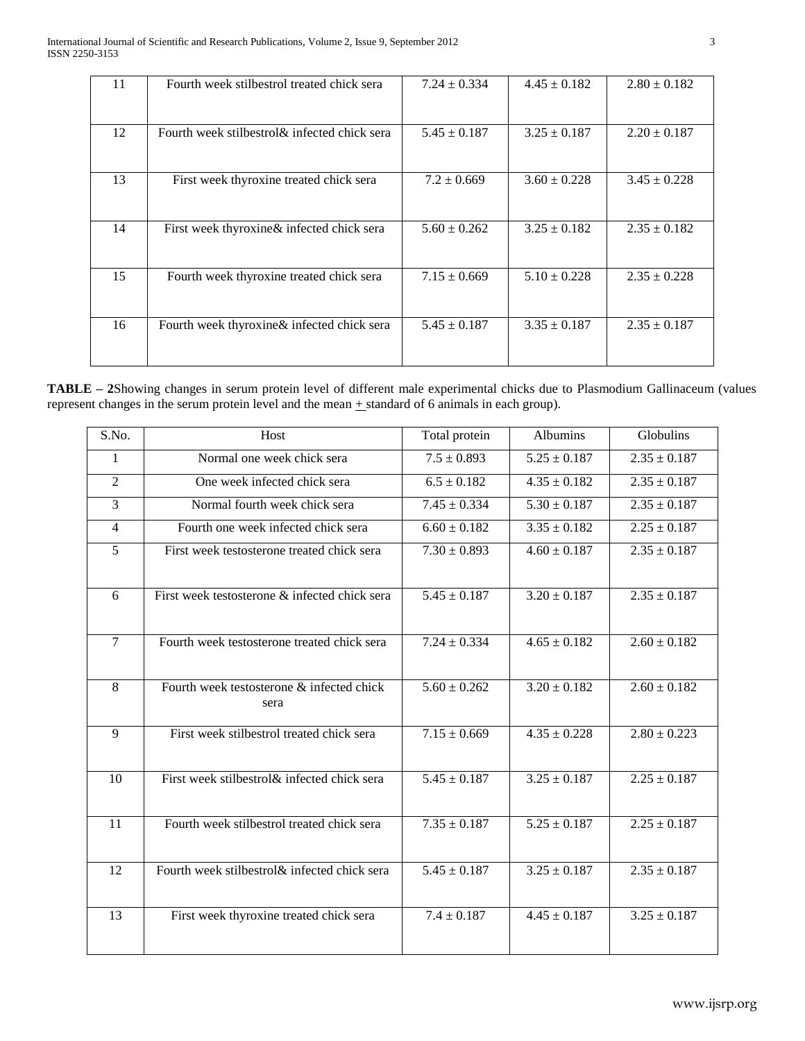| 11 | Fourth week stilbestrol treated chick sera | 7.24 ± 0.334 | 4.45 ± 0.182 | 2.80 ± 0.182 |
|---|---|---|---|---|
| 12 | Fourth week stilbestrol& infected chick sera | 5.45 ± 0.187 | 3.25 ± 0.187 | 2.20 ± 0.187 |
| 13 | First week thyroxine treated chick sera | 7.2 ± 0.669 | 3.60 ± 0.228 | 3.45 ± 0.228 |
| 14 | First week thyroxine& infected chick sera | 5.60 ± 0.262 | 3.25 ± 0.182 | 2.35 ± 0.182 |
| 15 | Fourth week thyroxine treated chick sera | 7.15 ± 0.669 | 5.10 ± 0.228 | 2.35 ± 0.228 |
| 16 | Fourth week thyroxine& infected chick sera | 5.45 ± 0.187 | 3.35 ± 0.187 | 2.35 ± 0.187 |

**TABLE – 2**Showing changes in serum protein level of different male experimental chicks due to Plasmodium Gallinaceum (values represent changes in the serum protein level and the mean + standard of 6 animals in each group).

| S.No. | Host | Total protein | Albumins | Globulins |
|---|---|---|---|---|
| 1 | Normal one week chick sera | 7.5 ± 0.893 | 5.25 ± 0.187 | 2.35 ± 0.187 |
| 2 | One week infected chick sera | 6.5 ± 0.182 | 4.35 ± 0.182 | 2.35 ± 0.187 |
| 3 | Normal fourth week chick sera | 7.45 ± 0.334 | 5.30 ± 0.187 | 2.35 ± 0.187 |
| 4 | Fourth one week infected chick sera | 6.60 ± 0.182 | 3.35 ± 0.182 | 2.25 ± 0.187 |
| 5 | First week testosterone treated chick sera | 7.30 ± 0.893 | 4.60 ± 0.187 | 2.35 ± 0.187 |
| 6 | First week testosterone & infected chick sera | 5.45 ± 0.187 | 3.20 ± 0.187 | 2.35 ± 0.187 |
| 7 | Fourth week testosterone treated chick sera | 7.24 ± 0.334 | 4.65 ± 0.182 | 2.60 ± 0.182 |
| 8 | Fourth week testosterone & infected chick sera | 5.60 ± 0.262 | 3.20 ± 0.182 | 2.60 ± 0.182 |
| 9 | First week stilbestrol treated chick sera | 7.15 ± 0.669 | 4.35 ± 0.228 | 2.80 ± 0.223 |
| 10 | First week stilbestrol& infected chick sera | 5.45 ± 0.187 | 3.25 ± 0.187 | 2.25 ± 0.187 |
| 11 | Fourth week stilbestrol treated chick sera | 7.35 ± 0.187 | 5.25 ± 0.187 | 2.25 ± 0.187 |
| 12 | Fourth week stilbestrol& infected chick sera | 5.45 ± 0.187 | 3.25 ± 0.187 | 2.35 ± 0.187 |
| 13 | First week thyroxine treated chick sera | 7.4 ± 0.187 | 4.45 ± 0.187 | 3.25 ± 0.187 |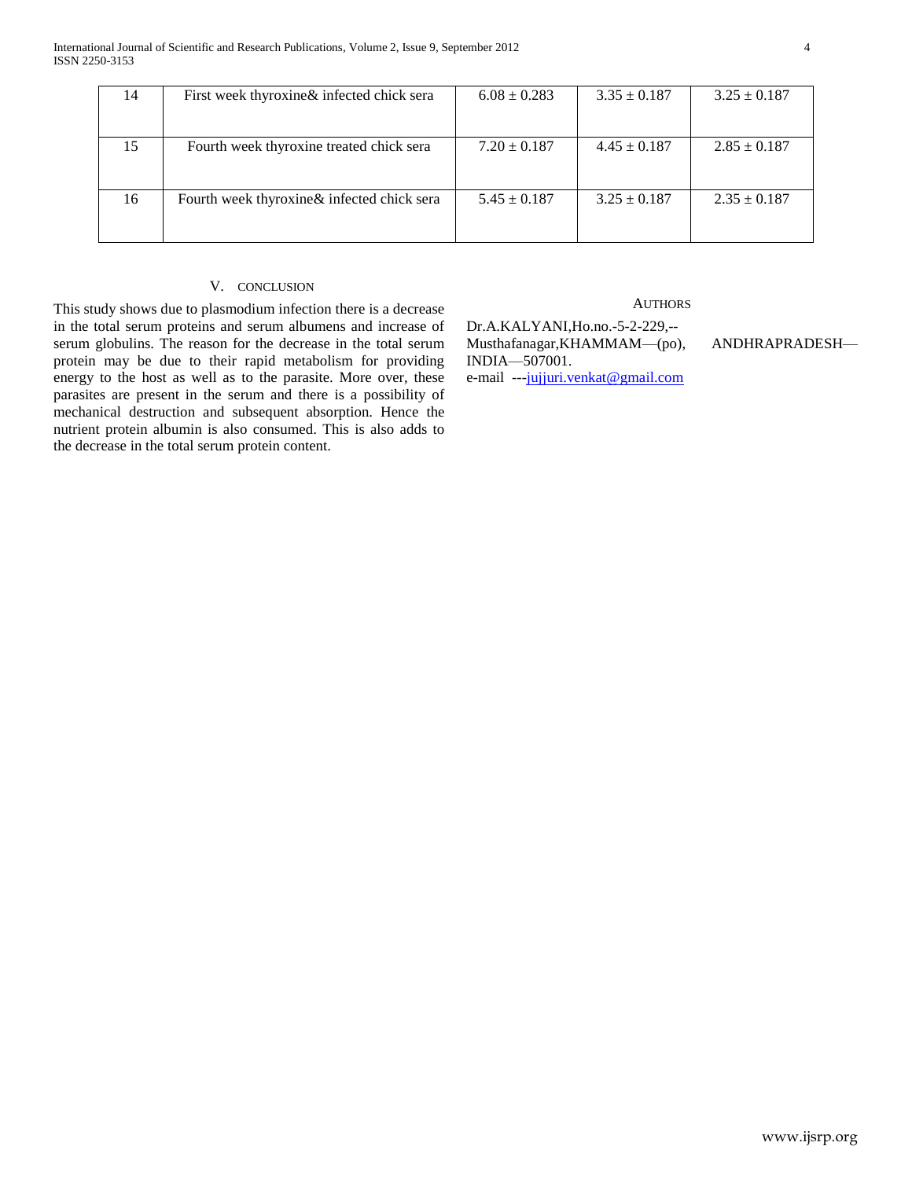| | | | | |
|---|---|---|---|---|
| 14 | First week thyroxine& infected chick sera | 6.08 ± 0.283 | 3.35 ± 0.187 | 3.25 ± 0.187 |
| 15 | Fourth week thyroxine treated chick sera | 7.20 ± 0.187 | 4.45 ± 0.187 | 2.85 ± 0.187 |
| 16 | Fourth week thyroxine& infected chick sera | 5.45 ± 0.187 | 3.25 ± 0.187 | 2.35 ± 0.187 |

## V. CONCLUSION

This study shows due to plasmodium infection there is a decrease in the total serum proteins and serum albumens and increase of serum globulins. The reason for the decrease in the total serum protein may be due to their rapid metabolism for providing energy to the host as well as to the parasite. More over, these parasites are present in the serum and there is a possibility of mechanical destruction and subsequent absorption. Hence the nutrient protein albumin is also consumed. This is also adds to the decrease in the total serum protein content.

## AUTHORS

Dr.A.KALYANI,Ho.no.-5-2-229,--Musthafanagar,KHAMMAM—(po), ANDHRAPRADESH—INDIA—507001.
e-mail ---jujjuri.venkat@gmail.com